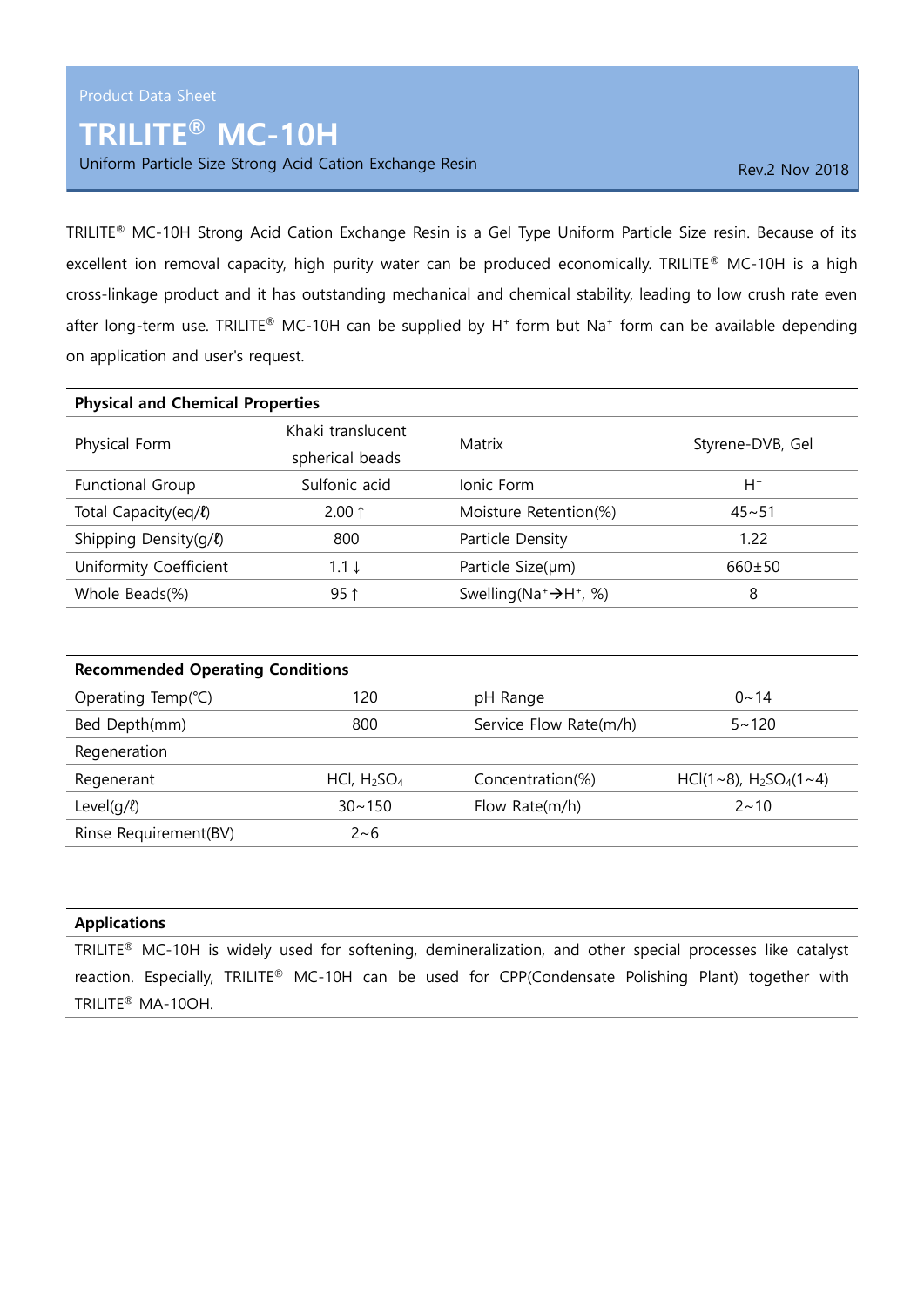Product Data Sheet

# TRILITE® MC-10H

Uniform Particle Size Strong Acid Cation Exchange Resin

Rev.2 Nov 2018

TRILITE® MC-10H Strong Acid Cation Exchange Resin is a Gel Type Uniform Particle Size resin. Because of its excellent ion removal capacity, high purity water can be produced economically. TRILITE® MC-10H is a high cross-linkage product and it has outstanding mechanical and chemical stability, leading to low crush rate even after long-term use. TRILITE® MC-10H can be supplied by $H^+$ form but $Na^+$ form can be available depending on application and user's request.

| **Physical and Chemical Properties** | | | |
|---|---|---|---|
| Physical Form | Khaki translucent spherical beads | Matrix | Styrene-DVB, Gel |
| Functional Group | Sulfonic acid | Ionic Form | $H^+$ |
| Total Capacity(eq/ℓ) | 2.00 ↑ | Moisture Retention(%) | 45~51 |
| Shipping Density(g/ℓ) | 800 | Particle Density | 1.22 |
| Uniformity Coefficient | 1.1 ↓ | Particle Size(μm) | 660±50 |
| Whole Beads(%) | 95 ↑ | Swelling($Na^+ \rightarrow H^+$, %) | 8 |

| **Recommended Operating Conditions** | | | |
|---|---|---|---|
| Operating Temp(℃) | 120 | pH Range | 0~14 |
| Bed Depth(mm) | 800 | Service Flow Rate(m/h) | 5~120 |
| Regeneration | | | |
| Regenerant | HCl, $H_2SO_4$ | Concentration(%) | HCl(1~8), $H_2SO_4$(1~4) |
| Level(g/ℓ) | 30~150 | Flow Rate(m/h) | 2~10 |
| Rinse Requirement(BV) | 2~6 | | |

**Applications**

TRILITE® MC-10H is widely used for softening, demineralization, and other special processes like catalyst reaction. Especially, TRILITE® MC-10H can be used for CPP(Condensate Polishing Plant) together with TRILITE® MA-10OH.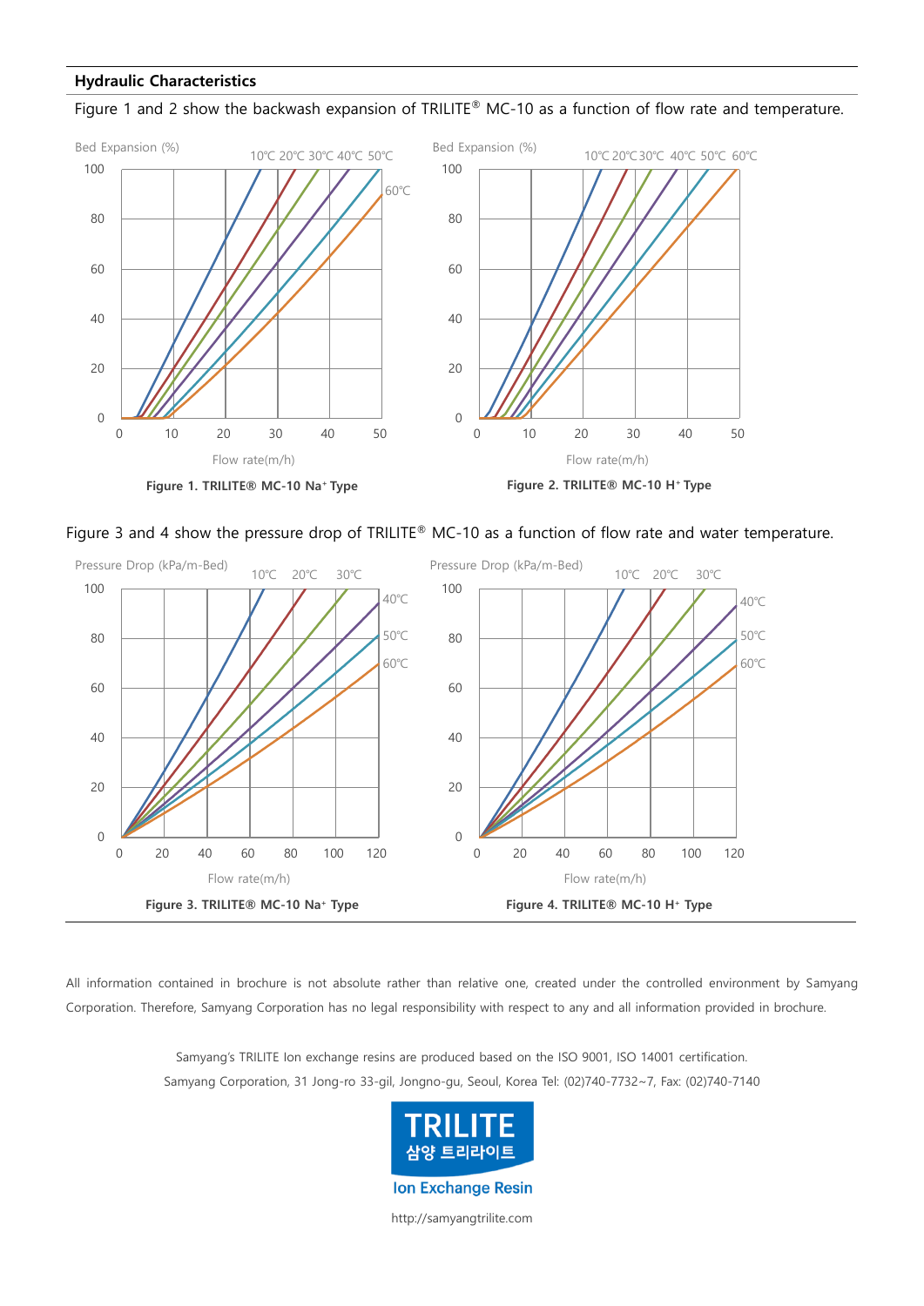## Hydraulic Characteristics

Figure 1 and 2 show the backwash expansion of TRILITE® MC-10 as a function of flow rate and temperature.

Bed Expansion (%)
10℃ 20℃ 30℃ 40℃ 50℃
60℃
100
80
60
40
20
0
0 10 20 30 40 50
Flow rate(m/h)

**Figure 1. TRILITE® MC-10 $Na^{+}$ Type**

Bed Expansion (%)
10℃ 20℃ 30℃ 40℃ 50℃ 60℃
100
80
60
40
20
0
0 10 20 30 40 50
Flow rate(m/h)

**Figure 2. TRILITE® MC-10 $H^{+}$ Type**

Figure 3 and 4 show the pressure drop of TRILITE® MC-10 as a function of flow rate and water temperature.

Pressure Drop (kPa/m-Bed)
10℃ 20℃ 30℃
40℃
50℃
60℃
100
80
60
40
20
0
0 20 40 60 80 100 120
Flow rate(m/h)

**Figure 3. TRILITE® MC-10 $Na^{+}$ Type**

Pressure Drop (kPa/m-Bed)
10℃ 20℃ 30℃
40℃
50℃
60℃
100
80
60
40
20
0
0 20 40 60 80 100 120
Flow rate(m/h)

**Figure 4. TRILITE® MC-10 $H^{+}$ Type**

All information contained in brochure is not absolute rather than relative one, created under the controlled environment by Samyang Corporation. Therefore, Samyang Corporation has no legal responsibility with respect to any and all information provided in brochure.

Samyang's TRILITE Ion exchange resins are produced based on the ISO 9001, ISO 14001 certification.
Samyang Corporation, 31 Jong-ro 33-gil, Jongno-gu, Seoul, Korea Tel: (02)740-7732~7, Fax: (02)740-7140

TRILITE
삼양 트리라이트
Ion Exchange Resin

http://samyangtrilite.com